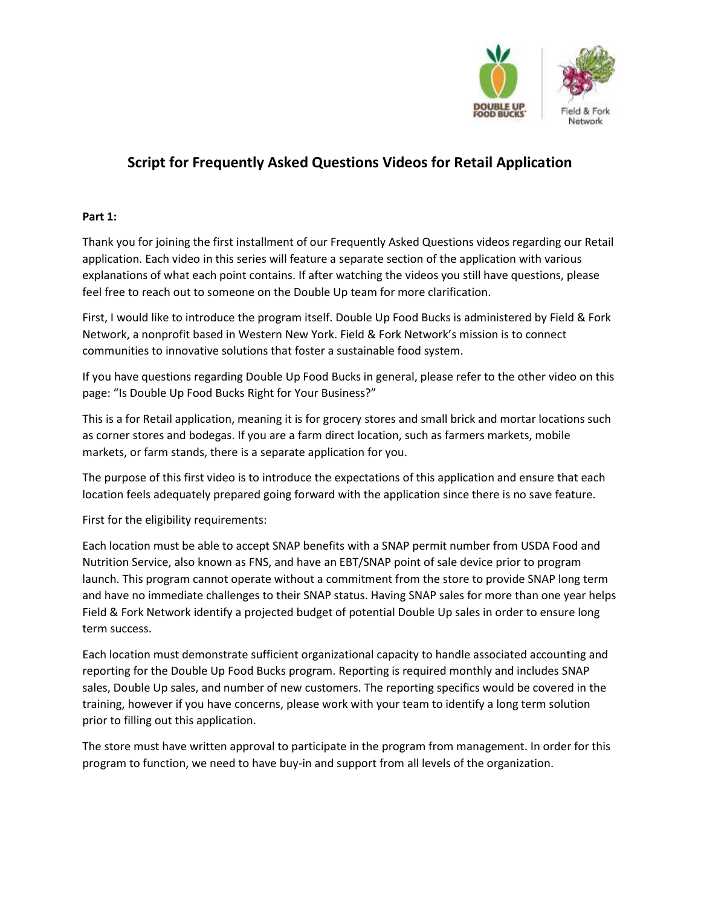# Script for Frequently Asked Questions Videos for Retail Application

**Part 1:**

Thank you for joining the first installment of our Frequently Asked Questions videos regarding our Retail application. Each video in this series will feature a separate section of the application with various explanations of what each point contains. If after watching the videos you still have questions, please feel free to reach out to someone on the Double Up team for more clarification.

First, I would like to introduce the program itself. Double Up Food Bucks is administered by Field & Fork Network, a nonprofit based in Western New York. Field & Fork Network's mission is to connect communities to innovative solutions that foster a sustainable food system.

If you have questions regarding Double Up Food Bucks in general, please refer to the other video on this page: "Is Double Up Food Bucks Right for Your Business?"

This is a for Retail application, meaning it is for grocery stores and small brick and mortar locations such as corner stores and bodegas. If you are a farm direct location, such as farmers markets, mobile markets, or farm stands, there is a separate application for you.

The purpose of this first video is to introduce the expectations of this application and ensure that each location feels adequately prepared going forward with the application since there is no save feature.

First for the eligibility requirements:

Each location must be able to accept SNAP benefits with a SNAP permit number from USDA Food and Nutrition Service, also known as FNS, and have an EBT/SNAP point of sale device prior to program launch. This program cannot operate without a commitment from the store to provide SNAP long term and have no immediate challenges to their SNAP status. Having SNAP sales for more than one year helps Field & Fork Network identify a projected budget of potential Double Up sales in order to ensure long term success.

Each location must demonstrate sufficient organizational capacity to handle associated accounting and reporting for the Double Up Food Bucks program. Reporting is required monthly and includes SNAP sales, Double Up sales, and number of new customers. The reporting specifics would be covered in the training, however if you have concerns, please work with your team to identify a long term solution prior to filling out this application.

The store must have written approval to participate in the program from management. In order for this program to function, we need to have buy-in and support from all levels of the organization.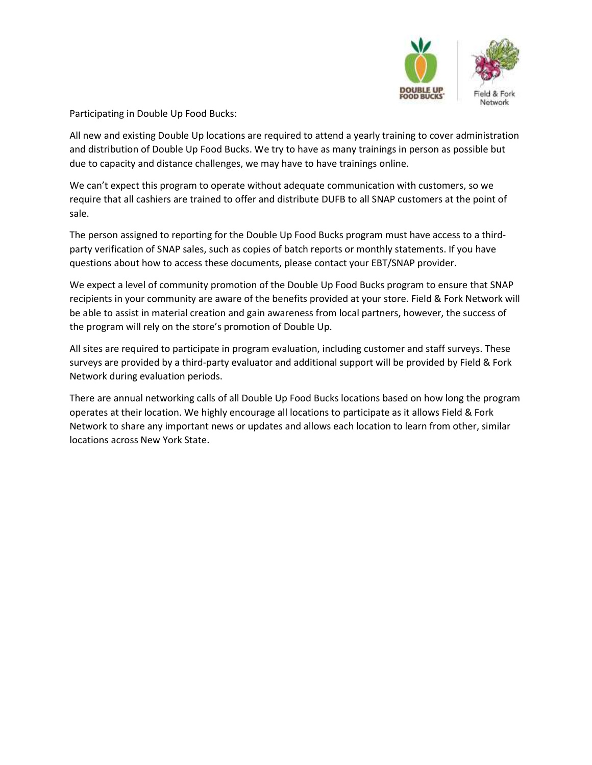Participating in Double Up Food Bucks:

All new and existing Double Up locations are required to attend a yearly training to cover administration and distribution of Double Up Food Bucks. We try to have as many trainings in person as possible but due to capacity and distance challenges, we may have to have trainings online.

We can't expect this program to operate without adequate communication with customers, so we require that all cashiers are trained to offer and distribute DUFB to all SNAP customers at the point of sale.

The person assigned to reporting for the Double Up Food Bucks program must have access to a third-party verification of SNAP sales, such as copies of batch reports or monthly statements. If you have questions about how to access these documents, please contact your EBT/SNAP provider.

We expect a level of community promotion of the Double Up Food Bucks program to ensure that SNAP recipients in your community are aware of the benefits provided at your store. Field & Fork Network will be able to assist in material creation and gain awareness from local partners, however, the success of the program will rely on the store's promotion of Double Up.

All sites are required to participate in program evaluation, including customer and staff surveys. These surveys are provided by a third-party evaluator and additional support will be provided by Field & Fork Network during evaluation periods.

There are annual networking calls of all Double Up Food Bucks locations based on how long the program operates at their location. We highly encourage all locations to participate as it allows Field & Fork Network to share any important news or updates and allows each location to learn from other, similar locations across New York State.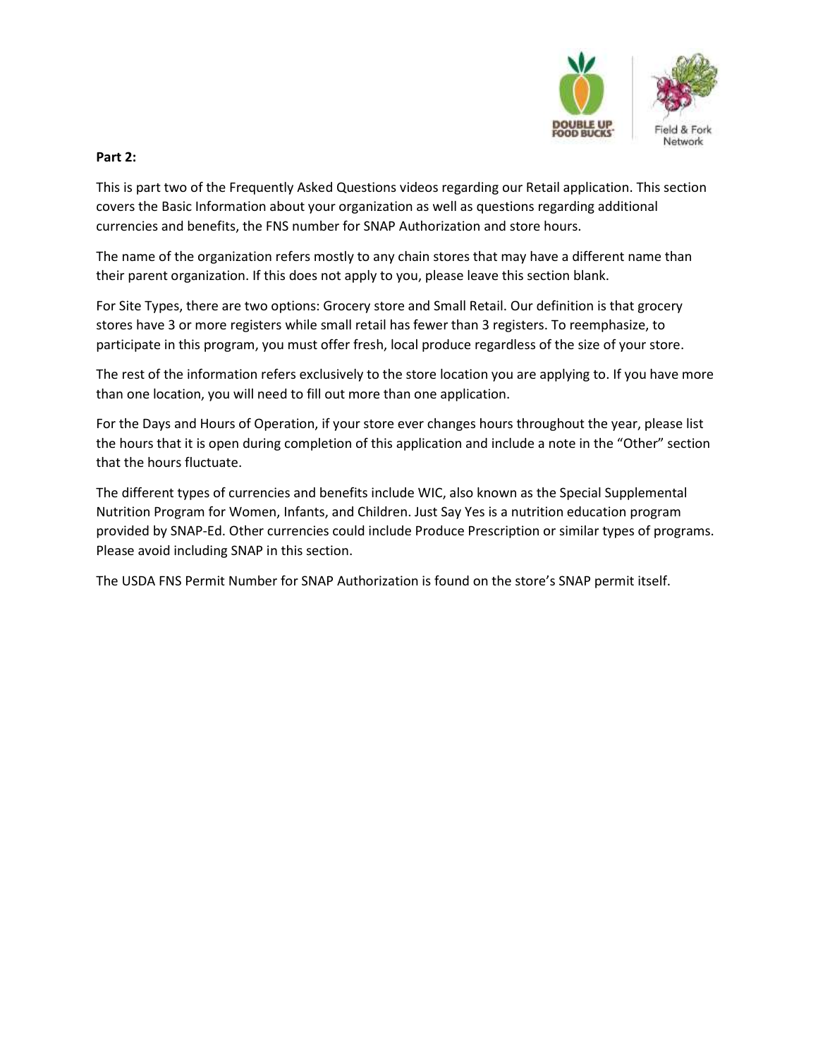**Part 2:**

This is part two of the Frequently Asked Questions videos regarding our Retail application. This section covers the Basic Information about your organization as well as questions regarding additional currencies and benefits, the FNS number for SNAP Authorization and store hours.

The name of the organization refers mostly to any chain stores that may have a different name than their parent organization. If this does not apply to you, please leave this section blank.

For Site Types, there are two options: Grocery store and Small Retail. Our definition is that grocery stores have 3 or more registers while small retail has fewer than 3 registers. To reemphasize, to participate in this program, you must offer fresh, local produce regardless of the size of your store.

The rest of the information refers exclusively to the store location you are applying to. If you have more than one location, you will need to fill out more than one application.

For the Days and Hours of Operation, if your store ever changes hours throughout the year, please list the hours that it is open during completion of this application and include a note in the "Other" section that the hours fluctuate.

The different types of currencies and benefits include WIC, also known as the Special Supplemental Nutrition Program for Women, Infants, and Children. Just Say Yes is a nutrition education program provided by SNAP-Ed. Other currencies could include Produce Prescription or similar types of programs. Please avoid including SNAP in this section.

The USDA FNS Permit Number for SNAP Authorization is found on the store's SNAP permit itself.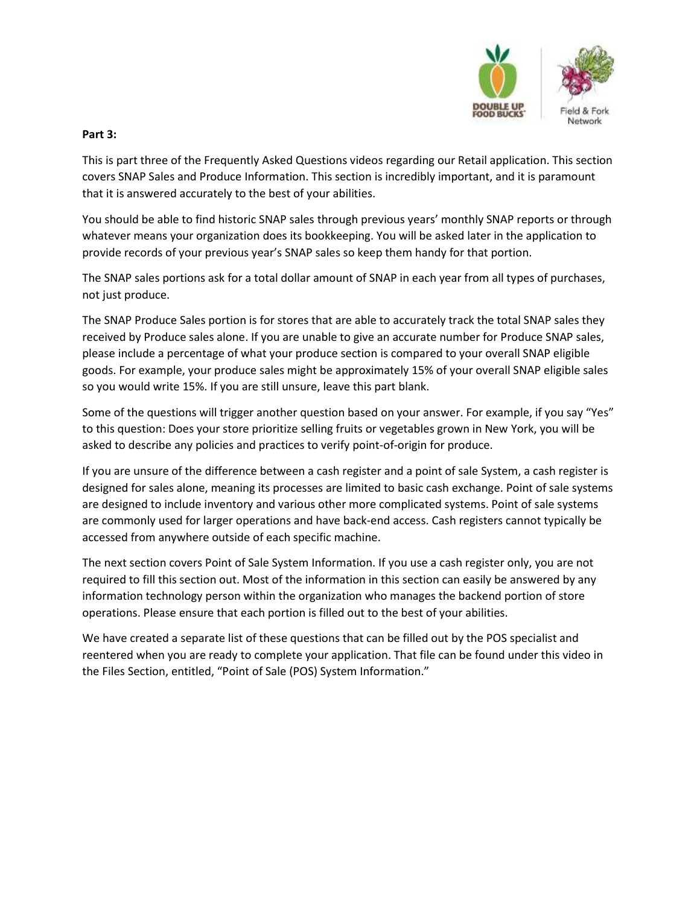**Part 3:**

This is part three of the Frequently Asked Questions videos regarding our Retail application. This section covers SNAP Sales and Produce Information. This section is incredibly important, and it is paramount that it is answered accurately to the best of your abilities.

You should be able to find historic SNAP sales through previous years' monthly SNAP reports or through whatever means your organization does its bookkeeping. You will be asked later in the application to provide records of your previous year's SNAP sales so keep them handy for that portion.

The SNAP sales portions ask for a total dollar amount of SNAP in each year from all types of purchases, not just produce.

The SNAP Produce Sales portion is for stores that are able to accurately track the total SNAP sales they received by Produce sales alone. If you are unable to give an accurate number for Produce SNAP sales, please include a percentage of what your produce section is compared to your overall SNAP eligible goods. For example, your produce sales might be approximately 15% of your overall SNAP eligible sales so you would write 15%. If you are still unsure, leave this part blank.

Some of the questions will trigger another question based on your answer. For example, if you say "Yes" to this question: Does your store prioritize selling fruits or vegetables grown in New York, you will be asked to describe any policies and practices to verify point-of-origin for produce.

If you are unsure of the difference between a cash register and a point of sale System, a cash register is designed for sales alone, meaning its processes are limited to basic cash exchange. Point of sale systems are designed to include inventory and various other more complicated systems. Point of sale systems are commonly used for larger operations and have back-end access. Cash registers cannot typically be accessed from anywhere outside of each specific machine.

The next section covers Point of Sale System Information. If you use a cash register only, you are not required to fill this section out. Most of the information in this section can easily be answered by any information technology person within the organization who manages the backend portion of store operations. Please ensure that each portion is filled out to the best of your abilities.

We have created a separate list of these questions that can be filled out by the POS specialist and reentered when you are ready to complete your application. That file can be found under this video in the Files Section, entitled, "Point of Sale (POS) System Information."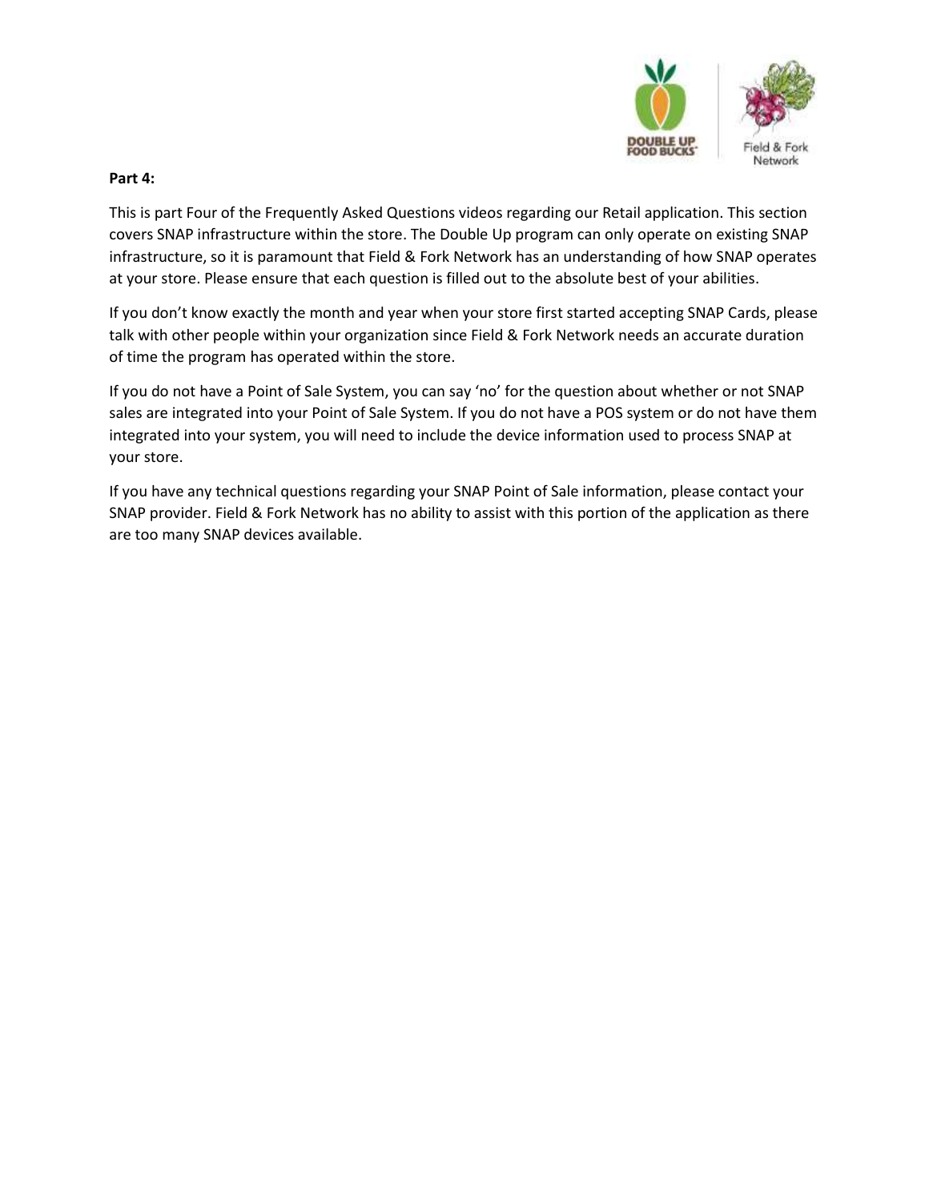**Part 4:**

This is part Four of the Frequently Asked Questions videos regarding our Retail application. This section covers SNAP infrastructure within the store. The Double Up program can only operate on existing SNAP infrastructure, so it is paramount that Field & Fork Network has an understanding of how SNAP operates at your store. Please ensure that each question is filled out to the absolute best of your abilities.

If you don't know exactly the month and year when your store first started accepting SNAP Cards, please talk with other people within your organization since Field & Fork Network needs an accurate duration of time the program has operated within the store.

If you do not have a Point of Sale System, you can say 'no' for the question about whether or not SNAP sales are integrated into your Point of Sale System. If you do not have a POS system or do not have them integrated into your system, you will need to include the device information used to process SNAP at your store.

If you have any technical questions regarding your SNAP Point of Sale information, please contact your SNAP provider. Field & Fork Network has no ability to assist with this portion of the application as there are too many SNAP devices available.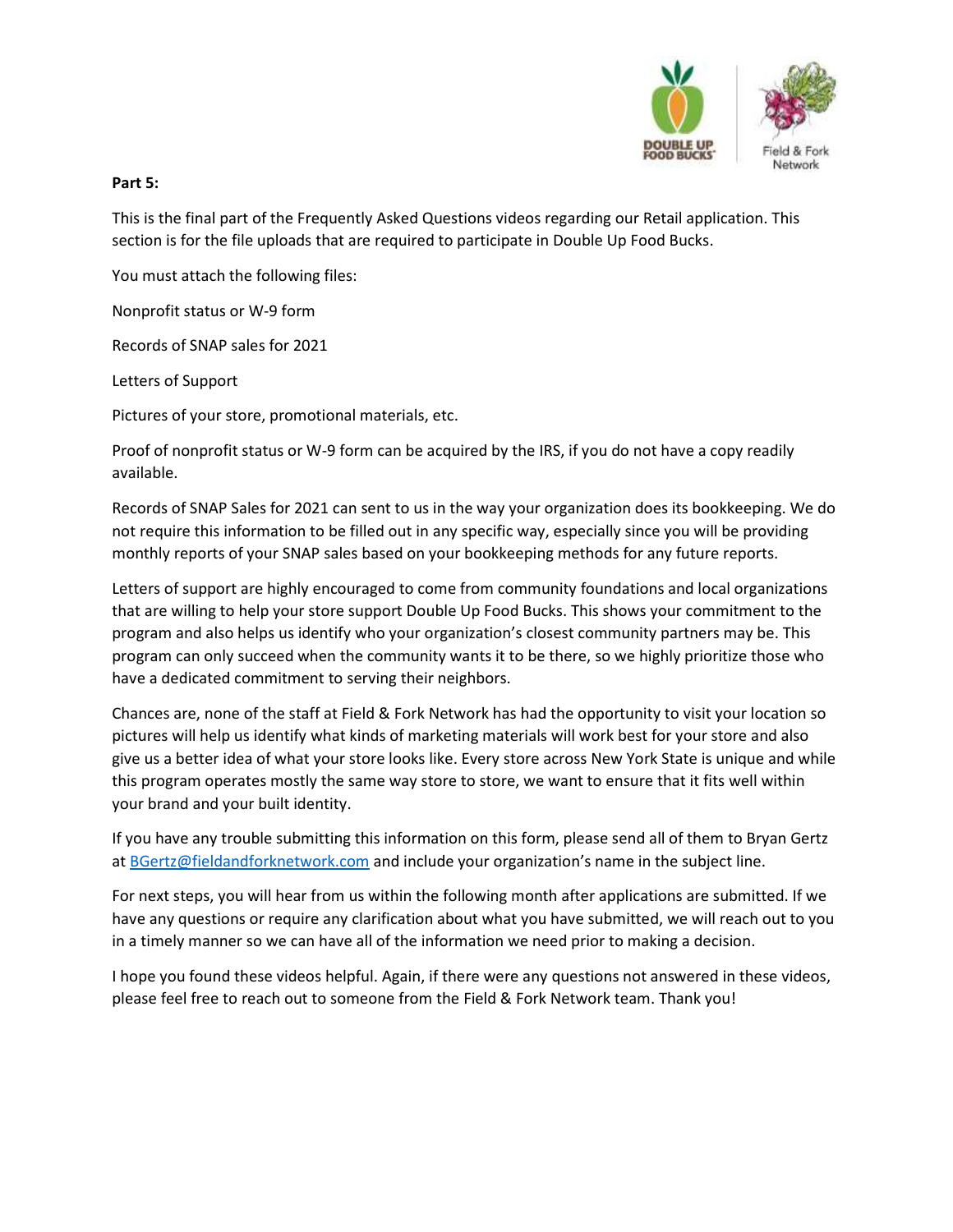**Part 5:**

This is the final part of the Frequently Asked Questions videos regarding our Retail application. This section is for the file uploads that are required to participate in Double Up Food Bucks.

You must attach the following files:

Nonprofit status or W-9 form

Records of SNAP sales for 2021

Letters of Support

Pictures of your store, promotional materials, etc.

Proof of nonprofit status or W-9 form can be acquired by the IRS, if you do not have a copy readily available.

Records of SNAP Sales for 2021 can sent to us in the way your organization does its bookkeeping. We do not require this information to be filled out in any specific way, especially since you will be providing monthly reports of your SNAP sales based on your bookkeeping methods for any future reports.

Letters of support are highly encouraged to come from community foundations and local organizations that are willing to help your store support Double Up Food Bucks. This shows your commitment to the program and also helps us identify who your organization's closest community partners may be. This program can only succeed when the community wants it to be there, so we highly prioritize those who have a dedicated commitment to serving their neighbors.

Chances are, none of the staff at Field & Fork Network has had the opportunity to visit your location so pictures will help us identify what kinds of marketing materials will work best for your store and also give us a better idea of what your store looks like. Every store across New York State is unique and while this program operates mostly the same way store to store, we want to ensure that it fits well within your brand and your built identity.

If you have any trouble submitting this information on this form, please send all of them to Bryan Gertz at BGertz@fieldandforknetwork.com and include your organization's name in the subject line.

For next steps, you will hear from us within the following month after applications are submitted. If we have any questions or require any clarification about what you have submitted, we will reach out to you in a timely manner so we can have all of the information we need prior to making a decision.

I hope you found these videos helpful. Again, if there were any questions not answered in these videos, please feel free to reach out to someone from the Field & Fork Network team. Thank you!